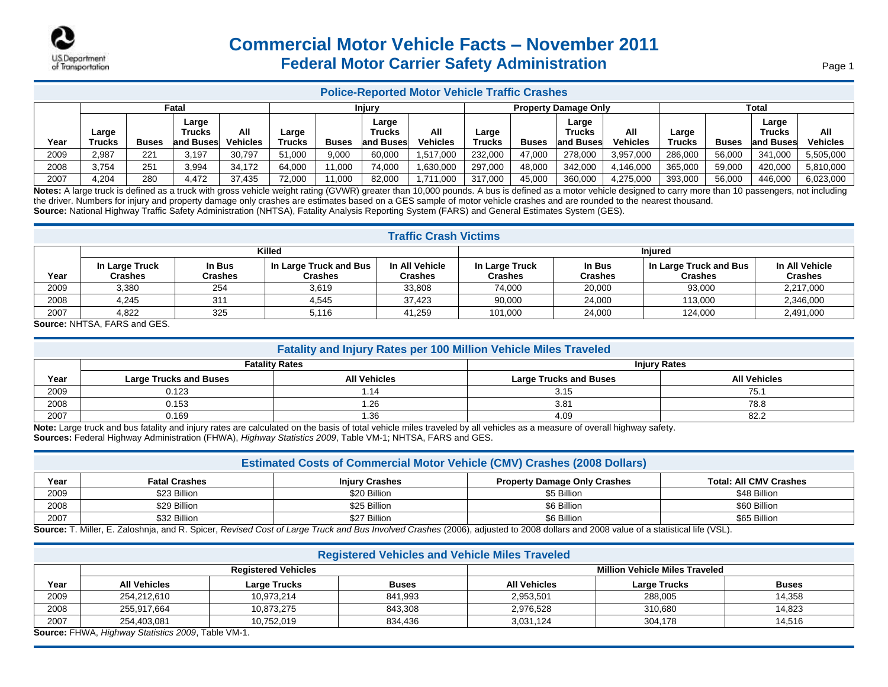# Commercial Motor Vehicle Facts – November 2011

## Federal Motor Carrier Safety Administration

### Police-Reported Motor Vehicle Traffic Crashes

| Year | Fatal | | | | Injury | | | | Property Damage Only | | | | Total | | | |
|---|---|---|---|---|---|---|---|---|---|---|---|---|---|---|---|---|
| | Large Trucks | Buses | Large Trucks and Buses | All Vehicles | Large Trucks | Buses | Large Trucks and Buses | All Vehicles | Large Trucks | Buses | Large Trucks and Buses | All Vehicles | Large Trucks | Buses | Large Trucks and Buses | All Vehicles |
| 2009 | 2,987 | 221 | 3,197 | 30,797 | 51,000 | 9,000 | 60,000 | 1,517,000 | 232,000 | 47,000 | 278,000 | 3,957,000 | 286,000 | 56,000 | 341,000 | 5,505,000 |
| 2008 | 3,754 | 251 | 3,994 | 34,172 | 64,000 | 11,000 | 74,000 | 1,630,000 | 297,000 | 48,000 | 342,000 | 4,146,000 | 365,000 | 59,000 | 420,000 | 5,810,000 |
| 2007 | 4,204 | 280 | 4,472 | 37,435 | 72,000 | 11,000 | 82,000 | 1,711,000 | 317,000 | 45,000 | 360,000 | 4,275,000 | 393,000 | 56,000 | 446,000 | 6,023,000 |

**Notes:** A large truck is defined as a truck with gross vehicle weight rating (GVWR) greater than 10,000 pounds. A bus is defined as a motor vehicle designed to carry more than 10 passengers, not including the driver. Numbers for injury and property damage only crashes are estimates based on a GES sample of motor vehicle crashes and are rounded to the nearest thousand.
**Source:** National Highway Traffic Safety Administration (NHTSA), Fatality Analysis Reporting System (FARS) and General Estimates System (GES).

### Traffic Crash Victims

| Year | Killed | | | | Injured | | | |
|---|---|---|---|---|---|---|---|---|
| | In Large Truck Crashes | In Bus Crashes | In Large Truck and Bus Crashes | In All Vehicle Crashes | In Large Truck Crashes | In Bus Crashes | In Large Truck and Bus Crashes | In All Vehicle Crashes |
| 2009 | 3,380 | 254 | 3,619 | 33,808 | 74,000 | 20,000 | 93,000 | 2,217,000 |
| 2008 | 4,245 | 311 | 4,545 | 37,423 | 90,000 | 24,000 | 113,000 | 2,346,000 |
| 2007 | 4,822 | 325 | 5,116 | 41,259 | 101,000 | 24,000 | 124,000 | 2,491,000 |

**Source:** NHTSA, FARS and GES.

### Fatality and Injury Rates per 100 Million Vehicle Miles Traveled

| Year | Fatality Rates | | Injury Rates | |
|---|---|---|---|---|
| | Large Trucks and Buses | All Vehicles | Large Trucks and Buses | All Vehicles |
| 2009 | 0.123 | 1.14 | 3.15 | 75.1 |
| 2008 | 0.153 | 1.26 | 3.81 | 78.8 |
| 2007 | 0.169 | 1.36 | 4.09 | 82.2 |

**Note:** Large truck and bus fatality and injury rates are calculated on the basis of total vehicle miles traveled by all vehicles as a measure of overall highway safety.
**Sources:** Federal Highway Administration (FHWA), *Highway Statistics 2009*, Table VM-1; NHTSA, FARS and GES.

### Estimated Costs of Commercial Motor Vehicle (CMV) Crashes (2008 Dollars)

| Year | Fatal Crashes | Injury Crashes | Property Damage Only Crashes | Total: All CMV Crashes |
|---|---|---|---|---|
| 2009 | $23 Billion | $20 Billion | $5 Billion | $48 Billion |
| 2008 | $29 Billion | $25 Billion | $6 Billion | $60 Billion |
| 2007 | $32 Billion | $27 Billion | $6 Billion | $65 Billion |

**Source:** T. Miller, E. Zaloshnja, and R. Spicer, *Revised Cost of Large Truck and Bus Involved Crashes* (2006), adjusted to 2008 dollars and 2008 value of a statistical life (VSL).

### Registered Vehicles and Vehicle Miles Traveled

| Year | Registered Vehicles | | | Million Vehicle Miles Traveled | | |
|---|---|---|---|---|---|---|
| | All Vehicles | Large Trucks | Buses | All Vehicles | Large Trucks | Buses |
| 2009 | 254,212,610 | 10,973,214 | 841,993 | 2,953,501 | 288,005 | 14,358 |
| 2008 | 255,917,664 | 10,873,275 | 843,308 | 2,976,528 | 310,680 | 14,823 |
| 2007 | 254,403,081 | 10,752,019 | 834,436 | 3,031,124 | 304,178 | 14,516 |

**Source:** FHWA, *Highway Statistics 2009*, Table VM-1.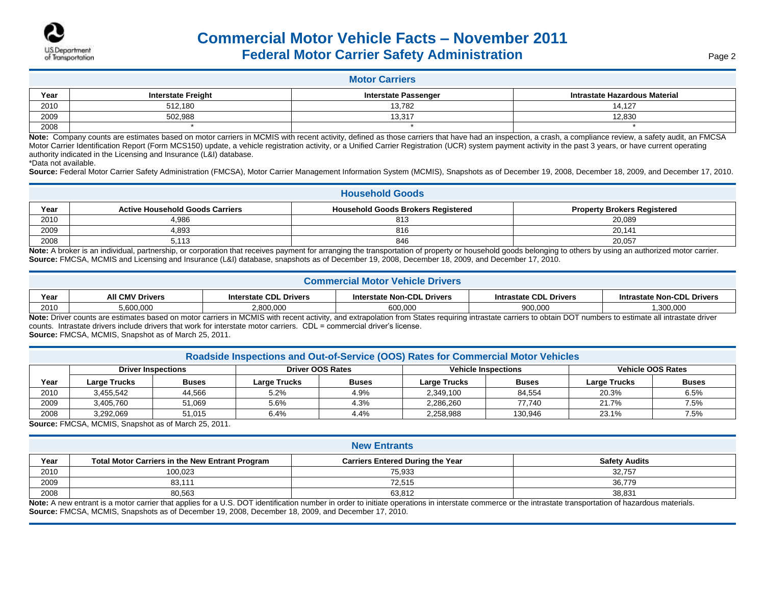# Commercial Motor Vehicle Facts – November 2011

## Federal Motor Carrier Safety Administration

### Motor Carriers

| Year | Interstate Freight | Interstate Passenger | Intrastate Hazardous Material |
|---|---|---|---|
| 2010 | 512,180 | 13,782 | 14,127 |
| 2009 | 502,988 | 13,317 | 12,830 |
| 2008 | * | * | * |

**Note:** Company counts are estimates based on motor carriers in MCMIS with recent activity, defined as those carriers that have had an inspection, a crash, a compliance review, a safety audit, an FMCSA Motor Carrier Identification Report (Form MCS150) update, a vehicle registration activity, or a Unified Carrier Registration (UCR) system payment activity in the past 3 years, or have current operating authority indicated in the Licensing and Insurance (L&I) database.
*Data not available.
**Source:** Federal Motor Carrier Safety Administration (FMCSA), Motor Carrier Management Information System (MCMIS), Snapshots as of December 19, 2008, December 18, 2009, and December 17, 2010.

### Household Goods

| Year | Active Household Goods Carriers | Household Goods Brokers Registered | Property Brokers Registered |
|---|---|---|---|
| 2010 | 4,986 | 813 | 20,089 |
| 2009 | 4,893 | 816 | 20,141 |
| 2008 | 5,113 | 846 | 20,057 |

**Note:** A broker is an individual, partnership, or corporation that receives payment for arranging the transportation of property or household goods belonging to others by using an authorized motor carrier.
**Source:** FMCSA, MCMIS and Licensing and Insurance (L&I) database, snapshots as of December 19, 2008, December 18, 2009, and December 17, 2010.

### Commercial Motor Vehicle Drivers

| Year | All CMV Drivers | Interstate CDL Drivers | Interstate Non-CDL Drivers | Intrastate CDL Drivers | Intrastate Non-CDL Drivers |
|---|---|---|---|---|---|
| 2010 | 5,600,000 | 2,800,000 | 600,000 | 900,000 | 1,300,000 |

**Note:** Driver counts are estimates based on motor carriers in MCMIS with recent activity, and extrapolation from States requiring intrastate carriers to obtain DOT numbers to estimate all intrastate driver counts. Intrastate drivers include drivers that work for interstate motor carriers. CDL = commercial driver's license.
**Source:** FMCSA, MCMIS, Snapshot as of March 25, 2011.

### Roadside Inspections and Out-of-Service (OOS) Rates for Commercial Motor Vehicles

| | Driver Inspections | | Driver OOS Rates | | Vehicle Inspections | | Vehicle OOS Rates | |
|---|---|---|---|---|---|---|---|---|
| Year | Large Trucks | Buses | Large Trucks | Buses | Large Trucks | Buses | Large Trucks | Buses |
| 2010 | 3,455,542 | 44,566 | 5.2% | 4.9% | 2,349,100 | 84,554 | 20.3% | 6.5% |
| 2009 | 3,405,760 | 51,069 | 5.6% | 4.3% | 2,286,260 | 77,740 | 21.7% | 7.5% |
| 2008 | 3,292,069 | 51,015 | 6.4% | 4.4% | 2,258,988 | 130,946 | 23.1% | 7.5% |

**Source:** FMCSA, MCMIS, Snapshot as of March 25, 2011.

### New Entrants

| Year | Total Motor Carriers in the New Entrant Program | Carriers Entered During the Year | Safety Audits |
|---|---|---|---|
| 2010 | 100,023 | 75,933 | 32,757 |
| 2009 | 83,111 | 72,515 | 36,779 |
| 2008 | 80,563 | 63,812 | 38,831 |

**Note:** A new entrant is a motor carrier that applies for a U.S. DOT identification number in order to initiate operations in interstate commerce or the intrastate transportation of hazardous materials.
**Source:** FMCSA, MCMIS, Snapshots as of December 19, 2008, December 18, 2009, and December 17, 2010.